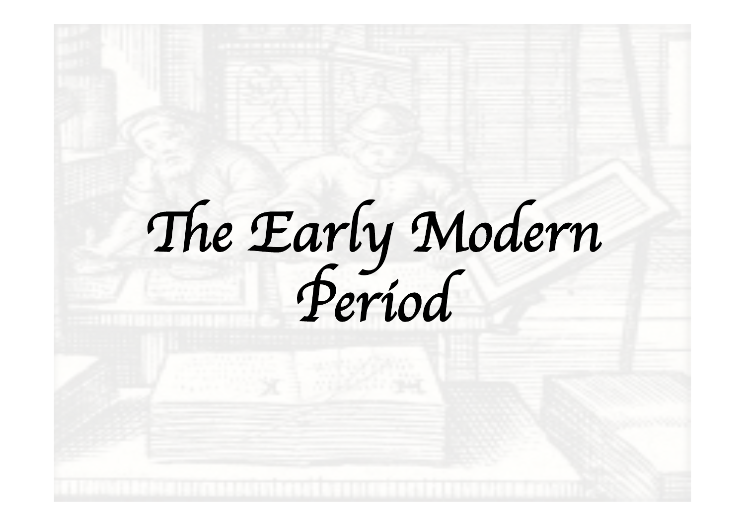# *The Early Modern Period*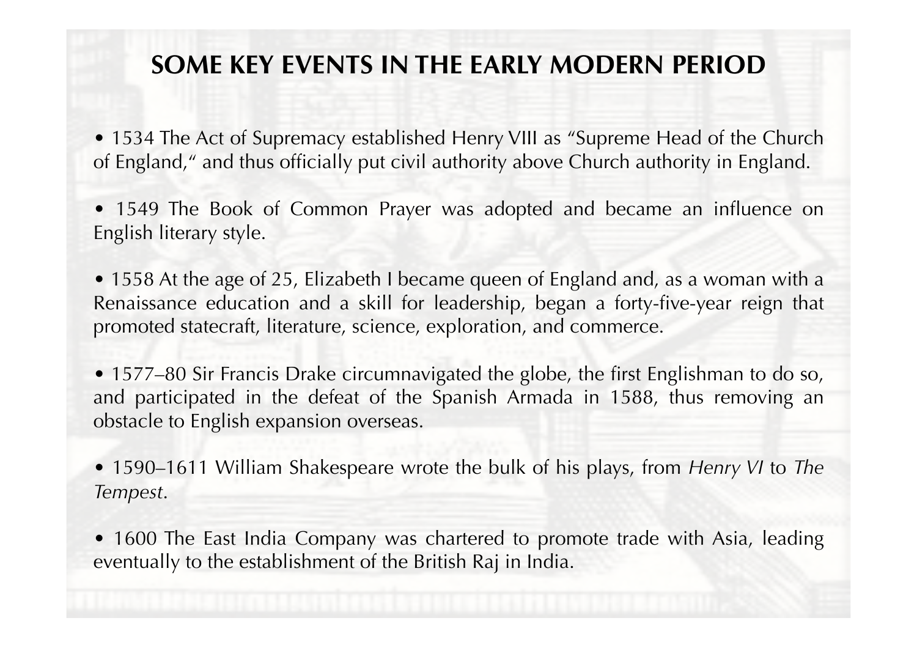# SOME KEY EVENTS IN THE EARLY MODERN PERIOD

- 1534 The Act of Supremacy established Henry VIII as "Supreme Head of the Church of England," and thus officially put civil authority above Church authority in England.

- 1549 The Book of Common Prayer was adopted and became an influence on English literary style.

- 1558 At the age of 25, Elizabeth I became queen of England and, as a woman with a Renaissance education and a skill for leadership, began a forty-five-year reign that promoted statecraft, literature, science, exploration, and commerce.

- 1577–80 Sir Francis Drake circumnavigated the globe, the first Englishman to do so, and participated in the defeat of the Spanish Armada in 1588, thus removing an obstacle to English expansion overseas.

- 1590–1611 William Shakespeare wrote the bulk of his plays, from *Henry VI* to *The Tempest*.

- 1600 The East India Company was chartered to promote trade with Asia, leading eventually to the establishment of the British Raj in India.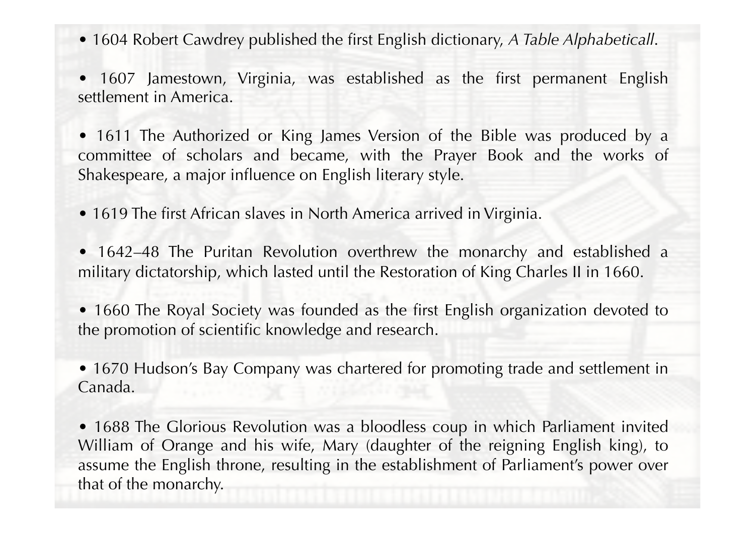- 1604 Robert Cawdrey published the first English dictionary, *A Table Alphabeticall*.

- 1607 Jamestown, Virginia, was established as the first permanent English settlement in America.

- 1611 The Authorized or King James Version of the Bible was produced by a committee of scholars and became, with the Prayer Book and the works of Shakespeare, a major influence on English literary style.

- 1619 The first African slaves in North America arrived in Virginia.

- 1642–48 The Puritan Revolution overthrew the monarchy and established a military dictatorship, which lasted until the Restoration of King Charles II in 1660.

- 1660 The Royal Society was founded as the first English organization devoted to the promotion of scientific knowledge and research.

- 1670 Hudson's Bay Company was chartered for promoting trade and settlement in Canada.

- 1688 The Glorious Revolution was a bloodless coup in which Parliament invited William of Orange and his wife, Mary (daughter of the reigning English king), to assume the English throne, resulting in the establishment of Parliament's power over that of the monarchy.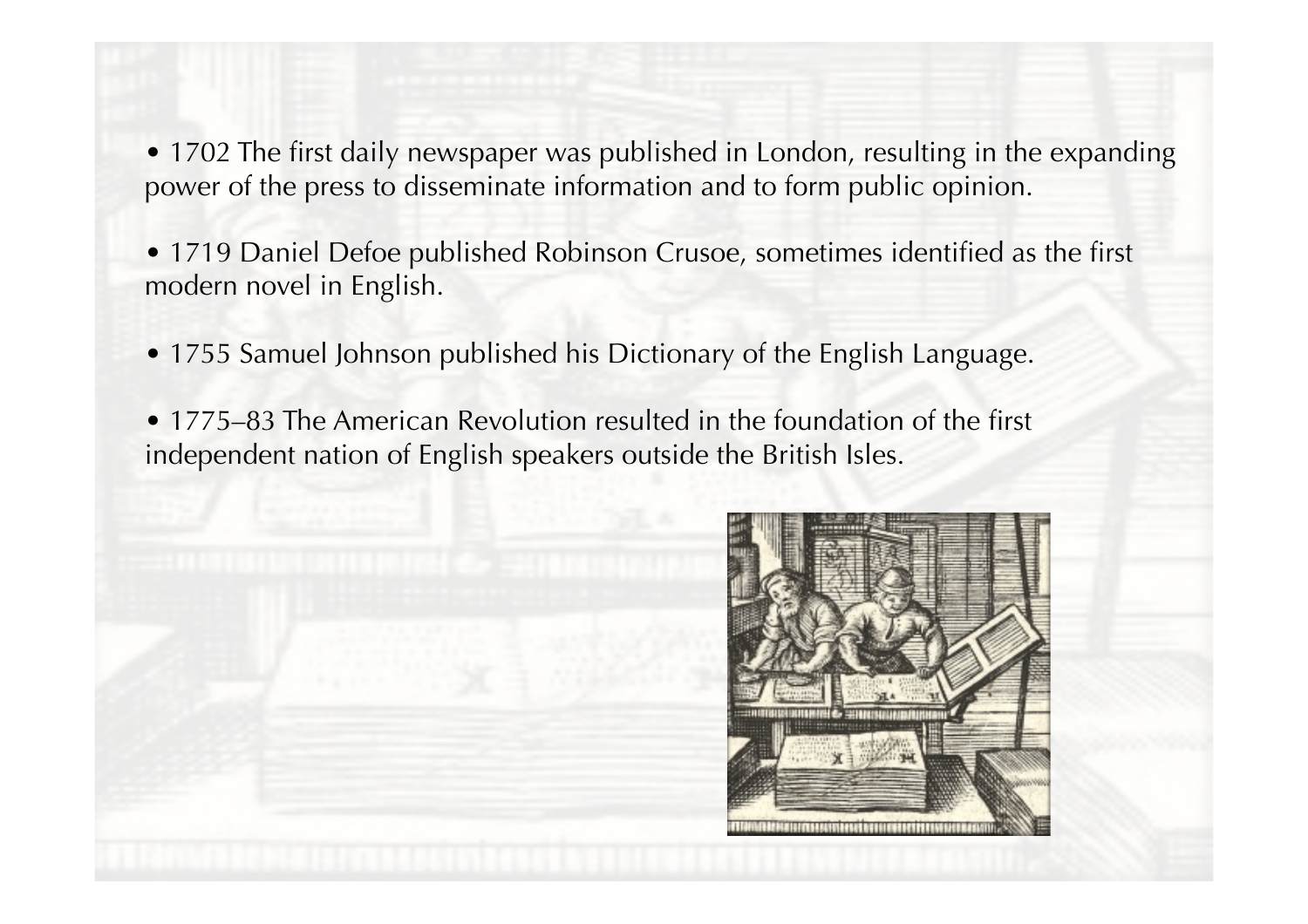- 1702 The first daily newspaper was published in London, resulting in the expanding power of the press to disseminate information and to form public opinion.

- 1719 Daniel Defoe published Robinson Crusoe, sometimes identified as the first modern novel in English.

- 1755 Samuel Johnson published his Dictionary of the English Language.

- 1775–83 The American Revolution resulted in the foundation of the first independent nation of English speakers outside the British Isles.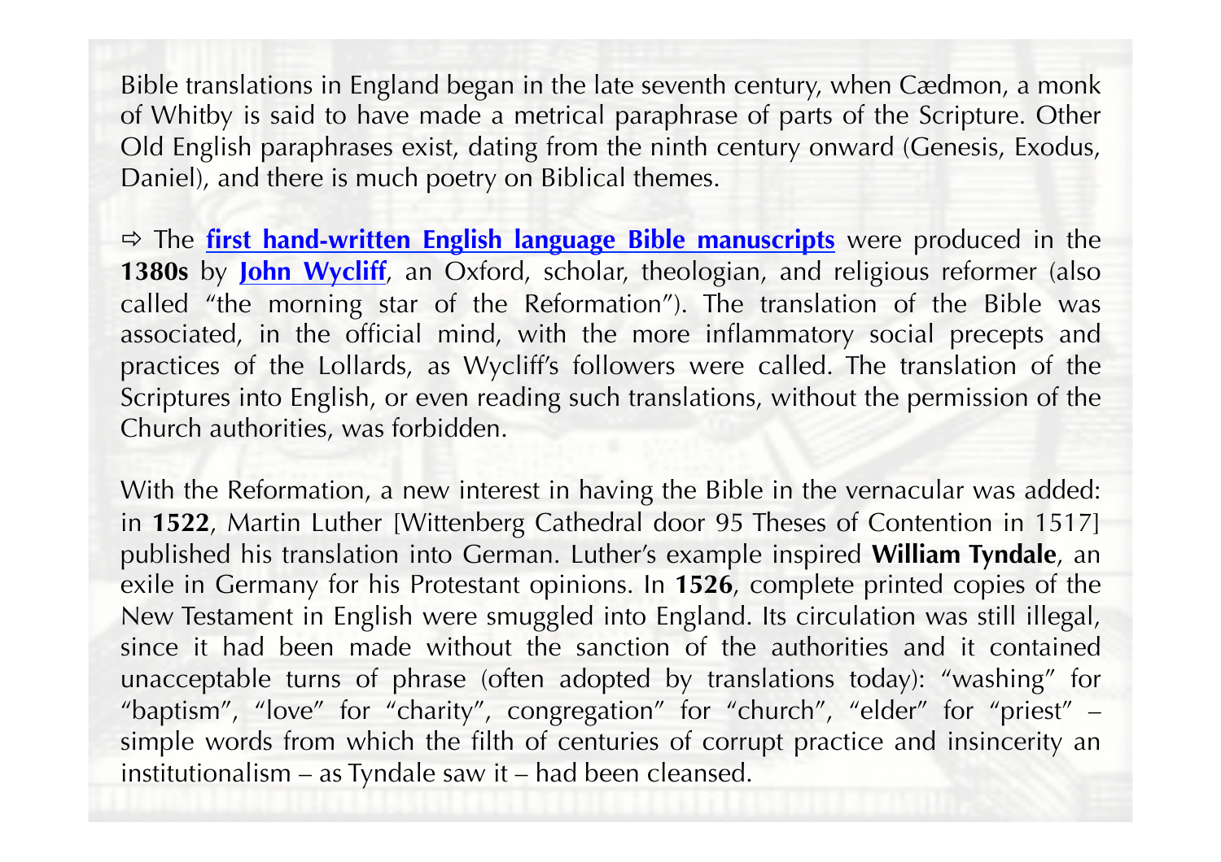Bible translations in England began in the late seventh century, when Cædmon, a monk of Whitby is said to have made a metrical paraphrase of parts of the Scripture. Other Old English paraphrases exist, dating from the ninth century onward (Genesis, Exodus, Daniel), and there is much poetry on Biblical themes.

⇨ The **first hand-written English language Bible manuscripts** were produced in the **1380s** by **John Wycliff**, an Oxford, scholar, theologian, and religious reformer (also called "the morning star of the Reformation"). The translation of the Bible was associated, in the official mind, with the more inflammatory social precepts and practices of the Lollards, as Wycliff's followers were called. The translation of the Scriptures into English, or even reading such translations, without the permission of the Church authorities, was forbidden.

With the Reformation, a new interest in having the Bible in the vernacular was added: in **1522**, Martin Luther [Wittenberg Cathedral door 95 Theses of Contention in 1517] published his translation into German. Luther's example inspired **William Tyndale**, an exile in Germany for his Protestant opinions. In **1526**, complete printed copies of the New Testament in English were smuggled into England. Its circulation was still illegal, since it had been made without the sanction of the authorities and it contained unacceptable turns of phrase (often adopted by translations today): "washing" for "baptism", "love" for "charity", congregation" for "church", "elder" for "priest" – simple words from which the filth of centuries of corrupt practice and insincerity an institutionalism – as Tyndale saw it – had been cleansed.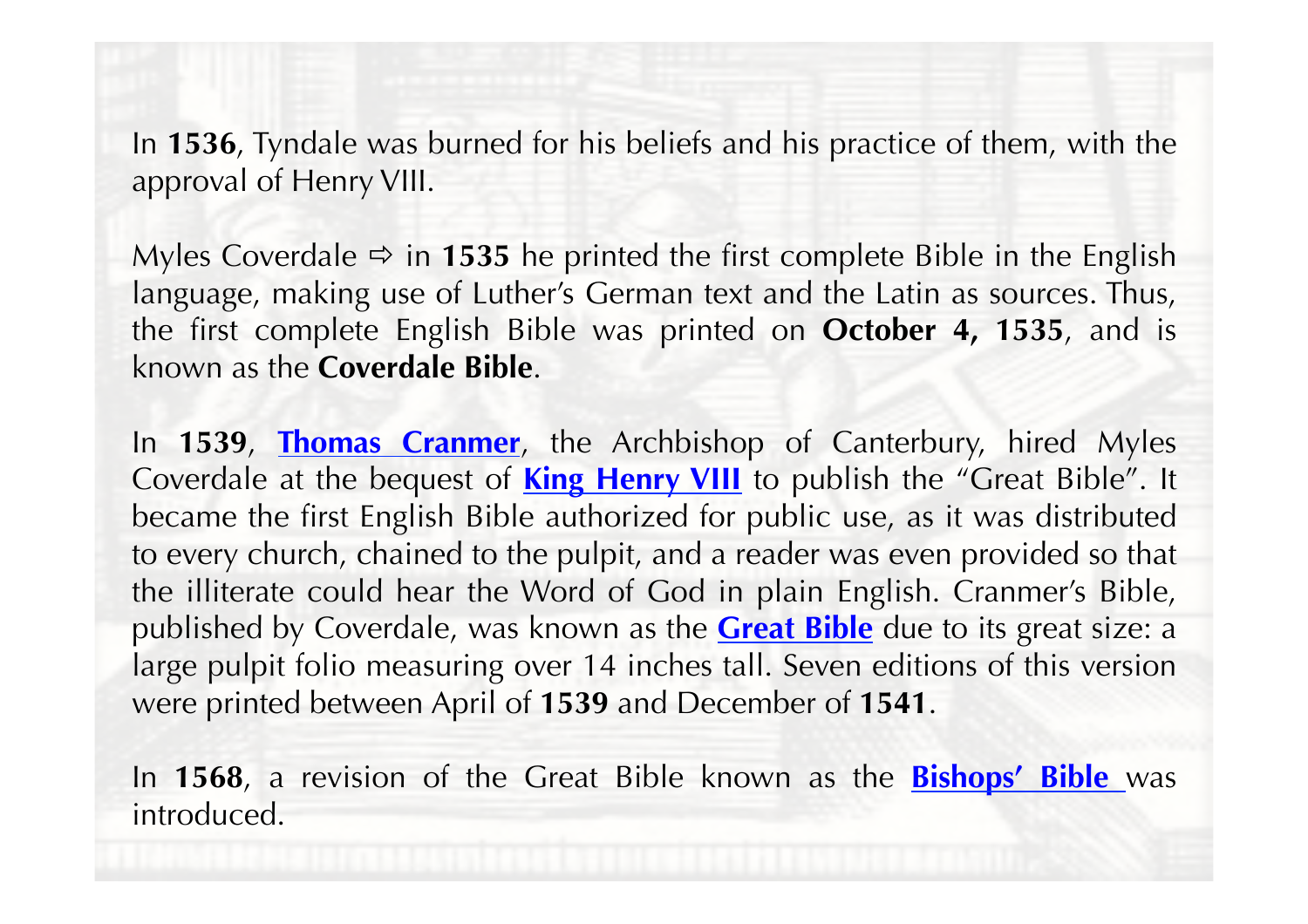In **1536**, Tyndale was burned for his beliefs and his practice of them, with the approval of Henry VIII.

Myles Coverdale ⇨ in **1535** he printed the first complete Bible in the English language, making use of Luther's German text and the Latin as sources. Thus, the first complete English Bible was printed on **October 4, 1535**, and is known as the **Coverdale Bible**.

In **1539**, **Thomas Cranmer**, the Archbishop of Canterbury, hired Myles Coverdale at the bequest of **King Henry VIII** to publish the "Great Bible". It became the first English Bible authorized for public use, as it was distributed to every church, chained to the pulpit, and a reader was even provided so that the illiterate could hear the Word of God in plain English. Cranmer's Bible, published by Coverdale, was known as the **Great Bible** due to its great size: a large pulpit folio measuring over 14 inches tall. Seven editions of this version were printed between April of **1539** and December of **1541**.

In **1568**, a revision of the Great Bible known as the **Bishops' Bible** was introduced.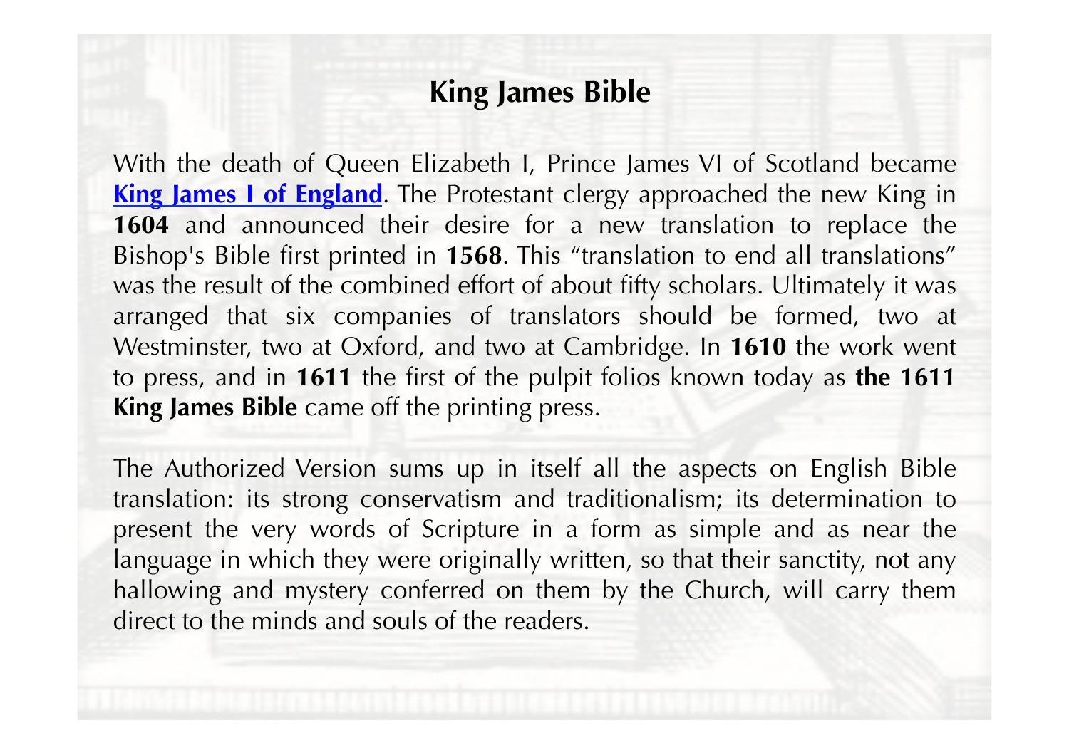# King James Bible

With the death of Queen Elizabeth I, Prince James VI of Scotland became **King James I of England**. The Protestant clergy approached the new King in **1604** and announced their desire for a new translation to replace the Bishop's Bible first printed in **1568**. This “translation to end all translations” was the result of the combined effort of about fifty scholars. Ultimately it was arranged that six companies of translators should be formed, two at Westminster, two at Oxford, and two at Cambridge. In **1610** the work went to press, and in **1611** the first of the pulpit folios known today as **the 1611 King James Bible** came off the printing press.

The Authorized Version sums up in itself all the aspects on English Bible translation: its strong conservatism and traditionalism; its determination to present the very words of Scripture in a form as simple and as near the language in which they were originally written, so that their sanctity, not any hallowing and mystery conferred on them by the Church, will carry them direct to the minds and souls of the readers.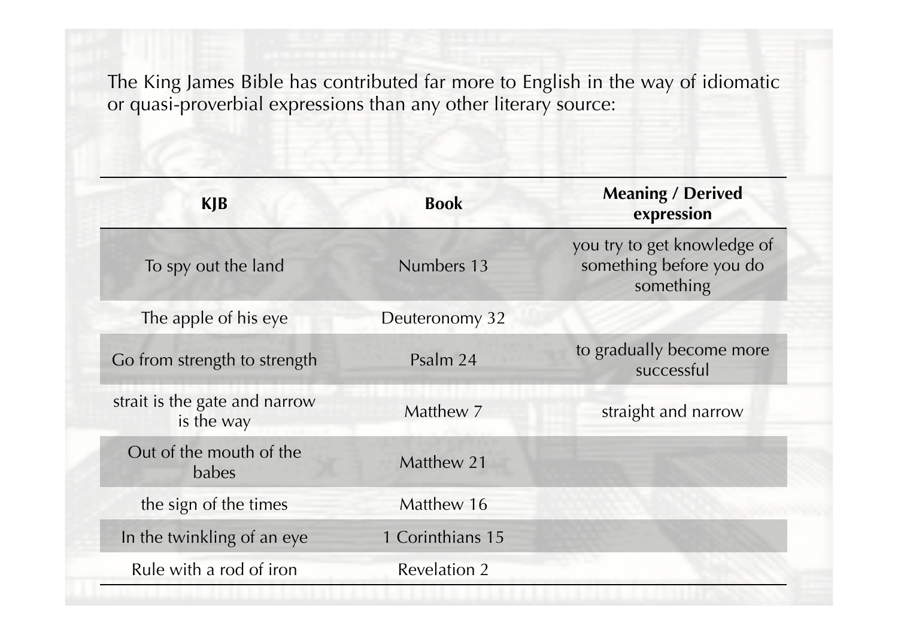The King James Bible has contributed far more to English in the way of idiomatic or quasi-proverbial expressions than any other literary source:

| KJB | Book | Meaning / Derived expression |
|---|---|---|
| To spy out the land | Numbers 13 | you try to get knowledge of something before you do something |
| The apple of his eye | Deuteronomy 32 | |
| Go from strength to strength | Psalm 24 | to gradually become more successful |
| strait is the gate and narrow is the way | Matthew 7 | straight and narrow |
| Out of the mouth of the babes | Matthew 21 | |
| the sign of the times | Matthew 16 | |
| In the twinkling of an eye | 1 Corinthians 15 | |
| Rule with a rod of iron | Revelation 2 | |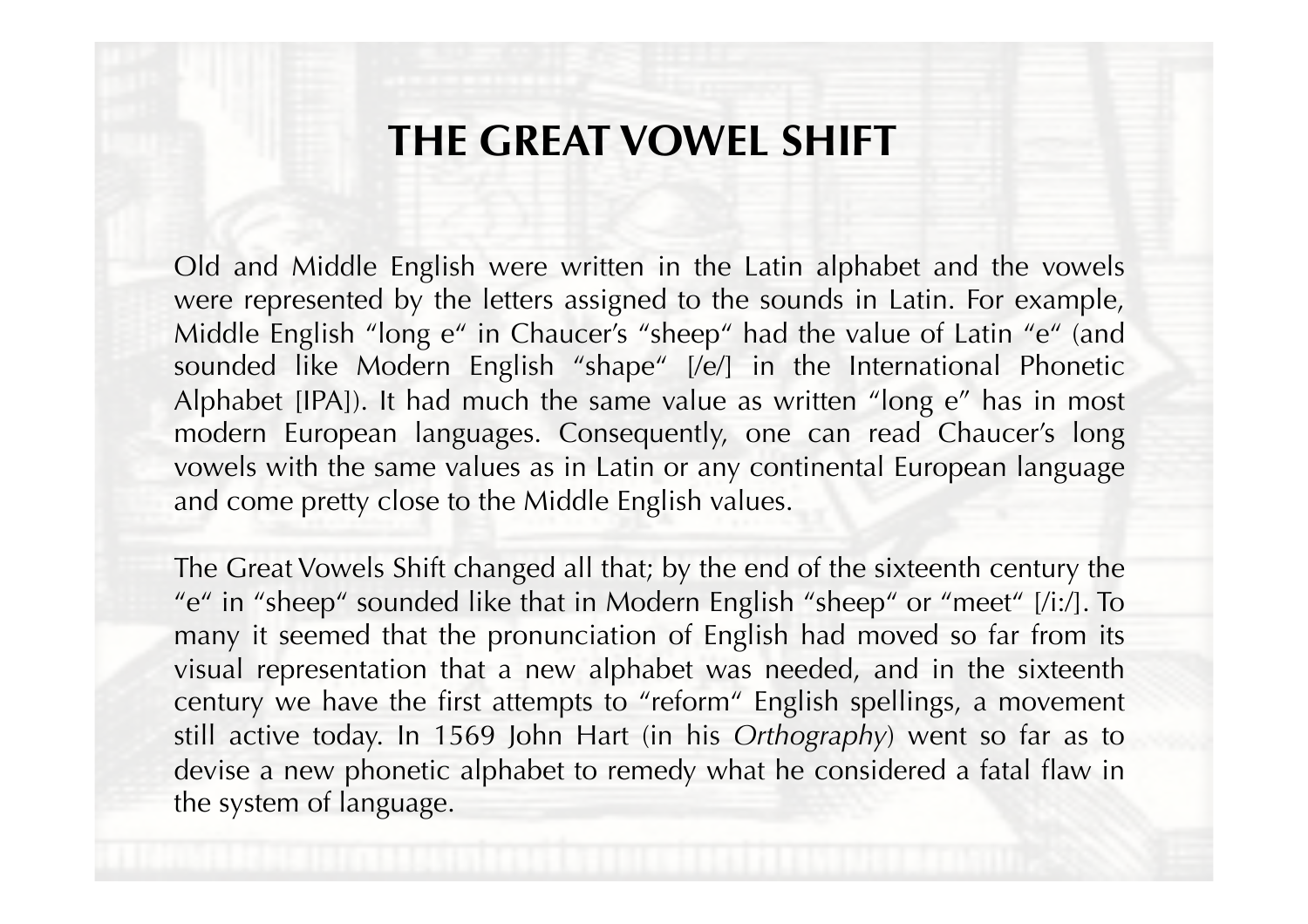# THE GREAT VOWEL SHIFT

Old and Middle English were written in the Latin alphabet and the vowels were represented by the letters assigned to the sounds in Latin. For example, Middle English "long e" in Chaucer's "sheep" had the value of Latin "e" (and sounded like Modern English "shape" [/e/] in the International Phonetic Alphabet [IPA]). It had much the same value as written "long e" has in most modern European languages. Consequently, one can read Chaucer's long vowels with the same values as in Latin or any continental European language and come pretty close to the Middle English values.

The Great Vowels Shift changed all that; by the end of the sixteenth century the "e" in "sheep" sounded like that in Modern English "sheep" or "meet" [/i:/]. To many it seemed that the pronunciation of English had moved so far from its visual representation that a new alphabet was needed, and in the sixteenth century we have the first attempts to "reform" English spellings, a movement still active today. In 1569 John Hart (in his *Orthography*) went so far as to devise a new phonetic alphabet to remedy what he considered a fatal flaw in the system of language.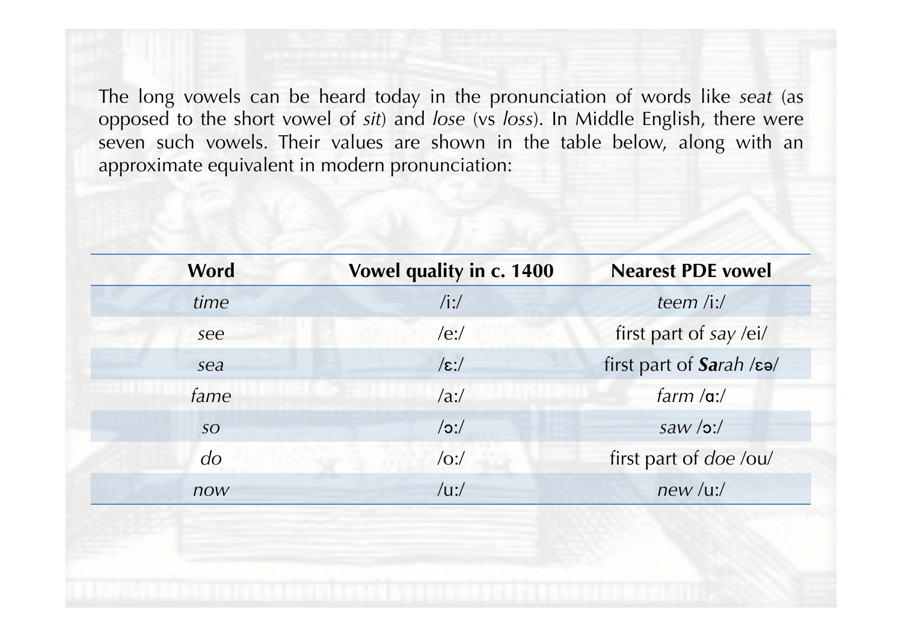The long vowels can be heard today in the pronunciation of words like *seat* (as opposed to the short vowel of *sit*) and *lose* (vs *loss*). In Middle English, there were seven such vowels. Their values are shown in the table below, along with an approximate equivalent in modern pronunciation:

| Word | Vowel quality in c. 1400 | Nearest PDE vowel |
|---|---|---|
| *time* | /iː/ | *teem* /iː/ |
| *see* | /eː/ | first part of *say* /ei/ |
| *sea* | /ɛː/ | first part of ***Sa****rah* /ɛə/ |
| *fame* | /aː/ | *farm* /ɑː/ |
| *so* | /ɔː/ | *saw* /ɔː/ |
| *do* | /oː/ | first part of *doe* /ou/ |
| *now* | /uː/ | *new* /uː/ |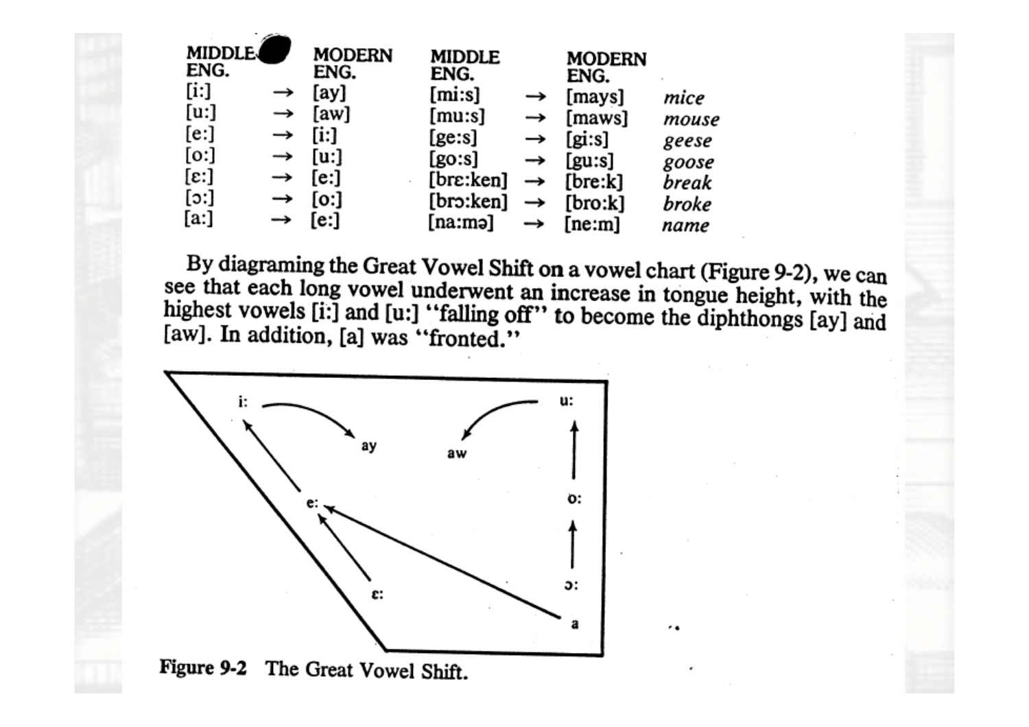| MIDDLE ENG. | | MODERN ENG. | MIDDLE ENG. | | MODERN ENG. | |
|---|---|---|---|---|---|---|
| [i:] | → | [ay] | [mi:s] | → | [mays] | *mice* |
| [u:] | → | [aw] | [mu:s] | → | [maws] | *mouse* |
| [e:] | → | [i:] | [ge:s] | → | [gi:s] | *geese* |
| [o:] | → | [u:] | [go:s] | → | [gu:s] | *goose* |
| [ɛ:] | → | [e:] | [brɛ:ken] | → | [bre:k] | *break* |
| [ɔ:] | → | [o:] | [brɔ:ken] | → | [bro:k] | *broke* |
| [a:] | → | [e:] | [na:mə] | → | [ne:m] | *name* |

By diagraming the Great Vowel Shift on a vowel chart (Figure 9-2), we can see that each long vowel underwent an increase in tongue height, with the highest vowels [i:] and [u:] "falling off" to become the diphthongs [ay] and [aw]. In addition, [a] was "fronted."

**Figure 9-2** The Great Vowel Shift.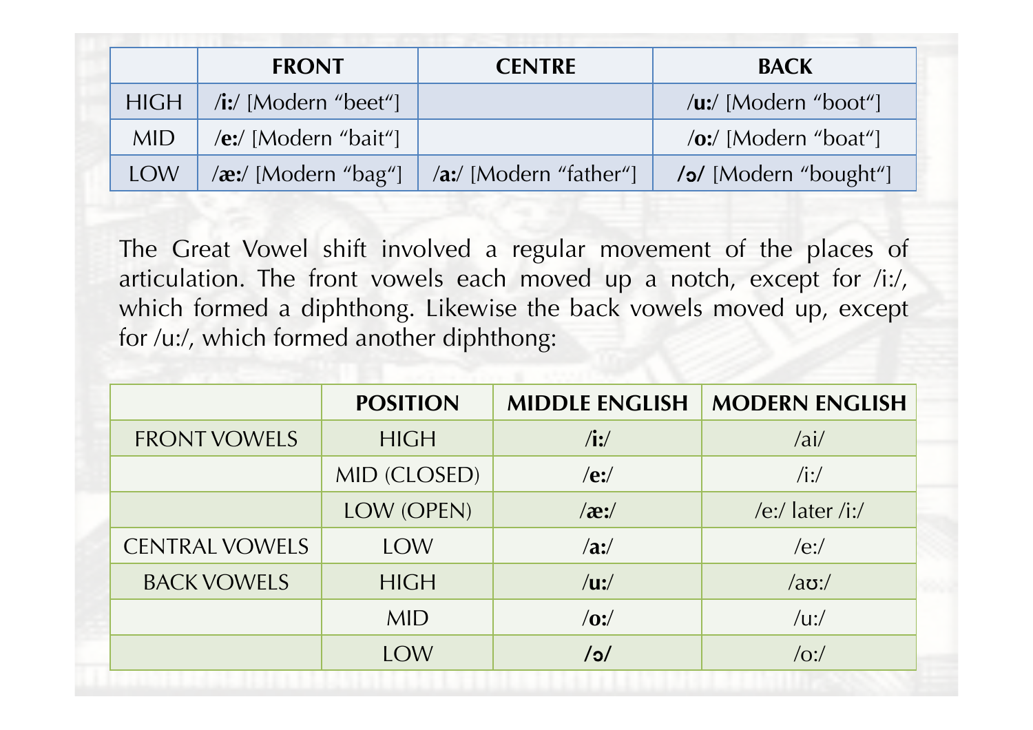| | FRONT | CENTRE | BACK |
|---|---|---|---|
| HIGH | /**i:**/ [Modern “beet“] | | /**u:**/ [Modern “boot“] |
| MID | /**e:**/ [Modern “bait“] | | /**o:**/ [Modern “boat“] |
| LOW | /**æ:**/ [Modern “bag“] | /**a:**/ [Modern “father“] | **/ɔ/** [Modern “bought“] |

The Great Vowel shift involved a regular movement of the places of articulation. The front vowels each moved up a notch, except for /i:/, which formed a diphthong. Likewise the back vowels moved up, except for /u:/, which formed another diphthong:

| | POSITION | MIDDLE ENGLISH | MODERN ENGLISH |
|---|---|---|---|
| FRONT VOWELS | HIGH | /**i:**/ | /ai/ |
| | MID (CLOSED) | /**e:**/ | /i:/ |
| | LOW (OPEN) | /**æ:**/ | /e:/ later /i:/ |
| CENTRAL VOWELS | LOW | /**a:**/ | /e:/ |
| BACK VOWELS | HIGH | /**u:**/ | /aʊ:/ |
| | MID | /**o:**/ | /u:/ |
| | LOW | **/ɔ/** | /o:/ |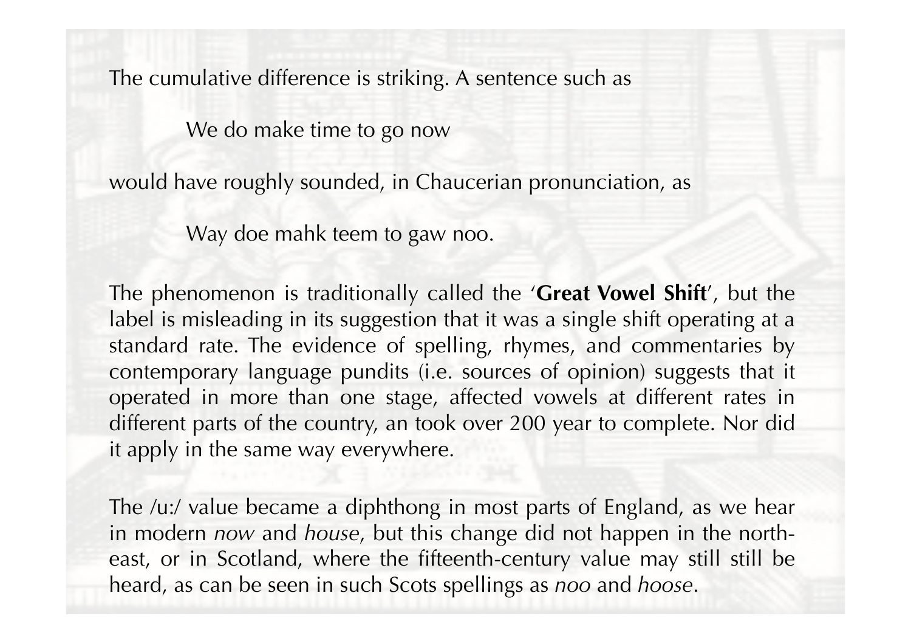The cumulative difference is striking. A sentence such as

> We do make time to go now

would have roughly sounded, in Chaucerian pronunciation, as

> Way doe mahk teem to gaw noo.

The phenomenon is traditionally called the '**Great Vowel Shift**', but the label is misleading in its suggestion that it was a single shift operating at a standard rate. The evidence of spelling, rhymes, and commentaries by contemporary language pundits (i.e. sources of opinion) suggests that it operated in more than one stage, affected vowels at different rates in different parts of the country, an took over 200 year to complete. Nor did it apply in the same way everywhere.

The /u:/ value became a diphthong in most parts of England, as we hear in modern *now* and *house*, but this change did not happen in the north-east, or in Scotland, where the fifteenth-century value may still still be heard, as can be seen in such Scots spellings as *noo* and *hoose*.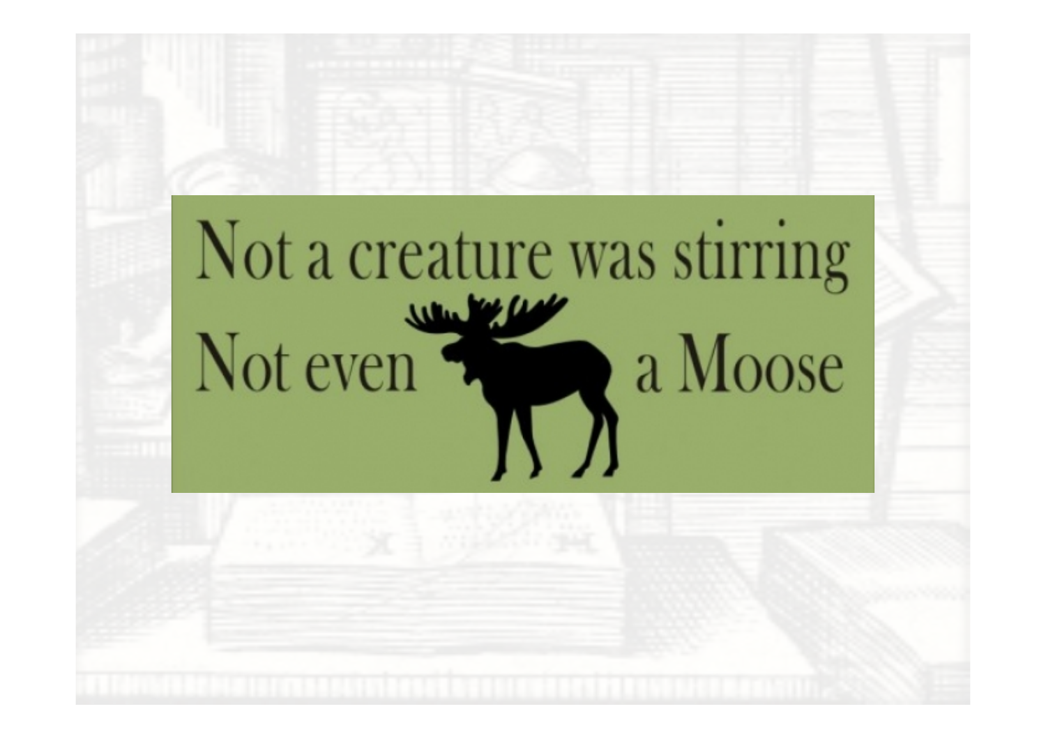Not a creature was stirring

Not even a Moose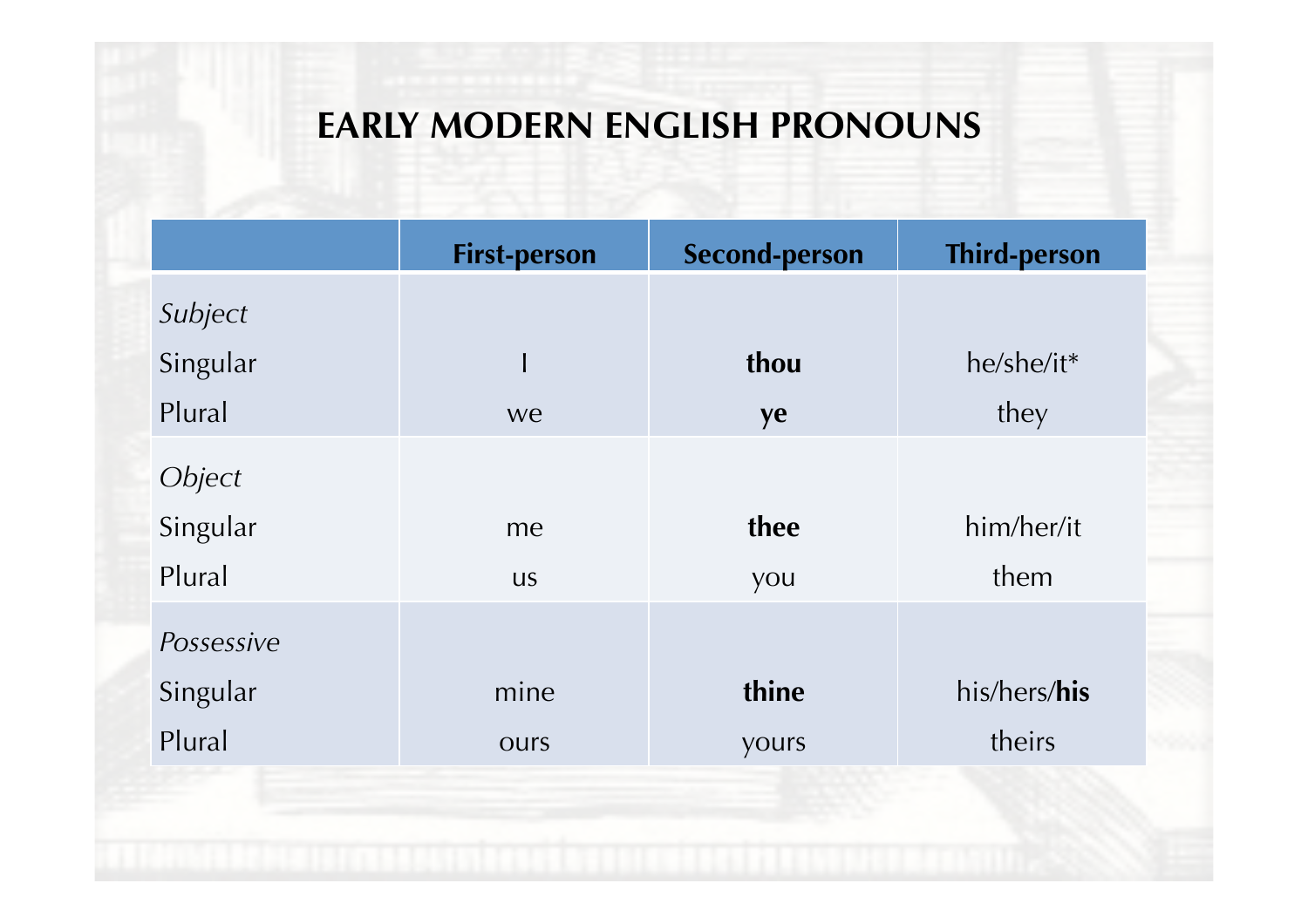# EARLY MODERN ENGLISH PRONOUNS

| | First-person | Second-person | Third-person |
|---|---|---|---|
| *Subject* | | | |
| Singular | I | **thou** | he/she/it* |
| Plural | we | **ye** | they |
| *Object* | | | |
| Singular | me | **thee** | him/her/it |
| Plural | us | you | them |
| *Possessive* | | | |
| Singular | mine | **thine** | his/hers/**his** |
| Plural | ours | yours | theirs |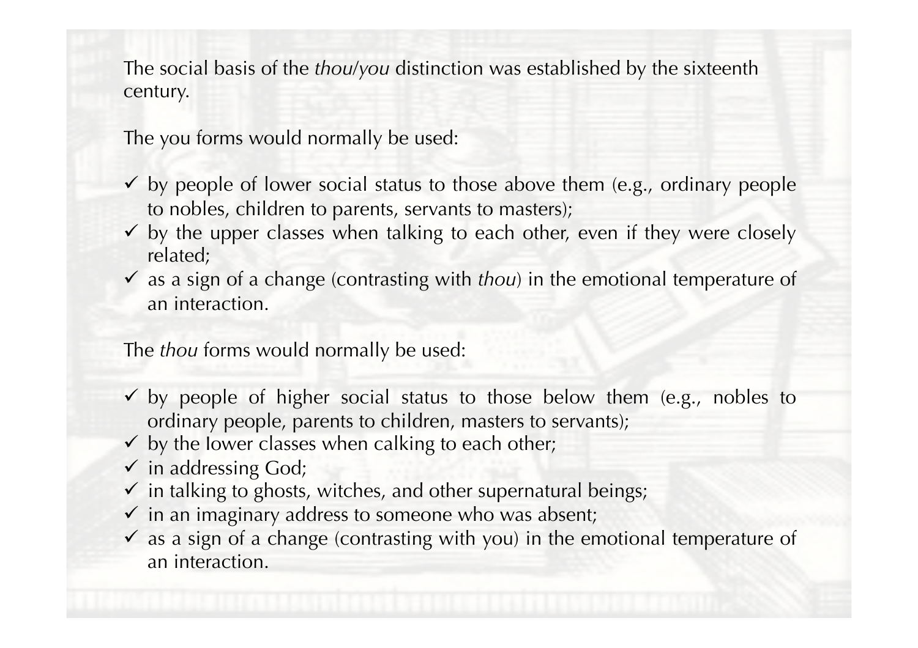The social basis of the *thou*/*you* distinction was established by the sixteenth century.

The you forms would normally be used:

- ✓ by people of lower social status to those above them (e.g., ordinary people to nobles, children to parents, servants to masters);
- ✓ by the upper classes when talking to each other, even if they were closely related;
- ✓ as a sign of a change (contrasting with *thou*) in the emotional temperature of an interaction.

The *thou* forms would normally be used:

- ✓ by people of higher social status to those below them (e.g., nobles to ordinary people, parents to children, masters to servants);
- ✓ by the Iower classes when calking to each other;
- ✓ in addressing God;
- ✓ in talking to ghosts, witches, and other supernatural beings;
- ✓ in an imaginary address to someone who was absent;
- ✓ as a sign of a change (contrasting with you) in the emotional temperature of an interaction.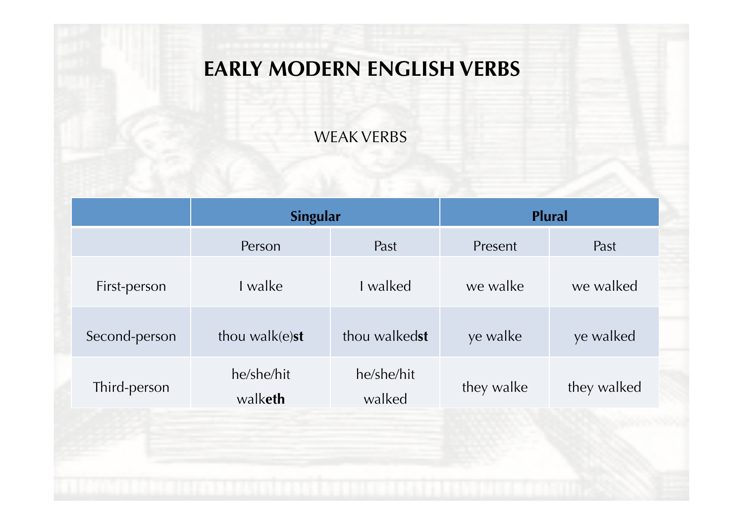# EARLY MODERN ENGLISH VERBS

## WEAK VERBS

| | **Singular** | | **Plural** | |
|---|---|---|---|---|
| | Person | Past | Present | Past |
| First-person | I walke | I walked | we walke | we walked |
| Second-person | thou walk(e)**st** | thou walked**st** | ye walke | ye walked |
| Third-person | he/she/hit walk**eth** | he/she/hit walked | they walke | they walked |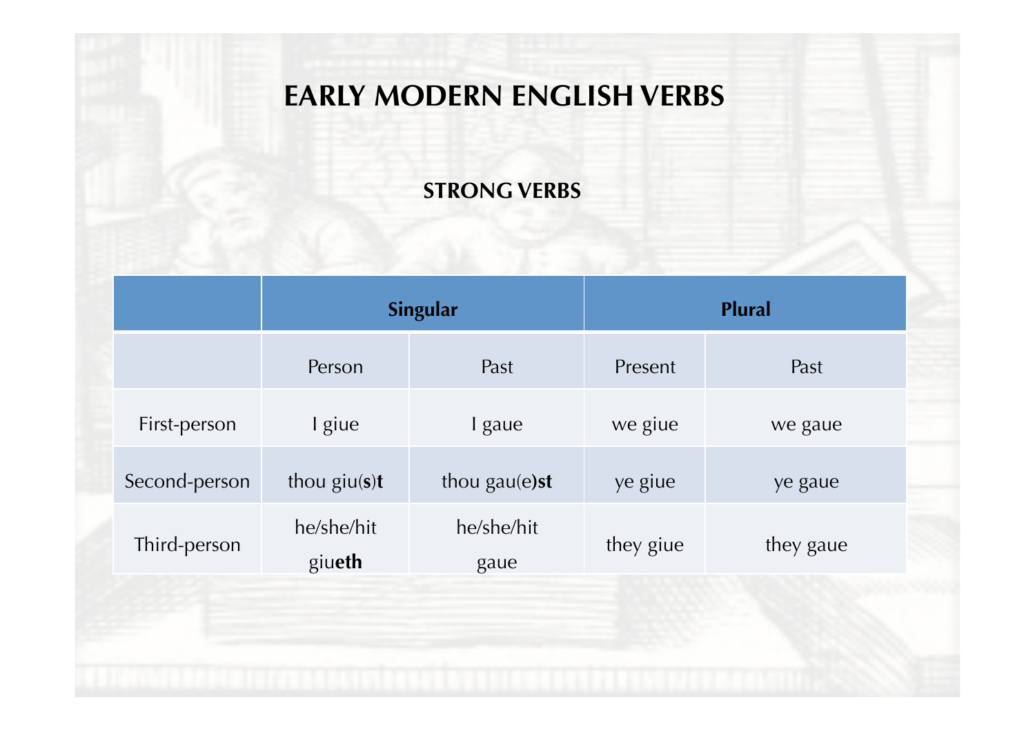# EARLY MODERN ENGLISH VERBS

## STRONG VERBS

| | Singular | | Plural | |
|---|---|---|---|---|
| | Person | Past | Present | Past |
| First-person | I giue | I gaue | we giue | we gaue |
| Second-person | thou giu(**s**)**t** | thou gau(e)**st** | ye giue | ye gaue |
| Third-person | he/she/hit giu**eth** | he/she/hit gaue | they giue | they gaue |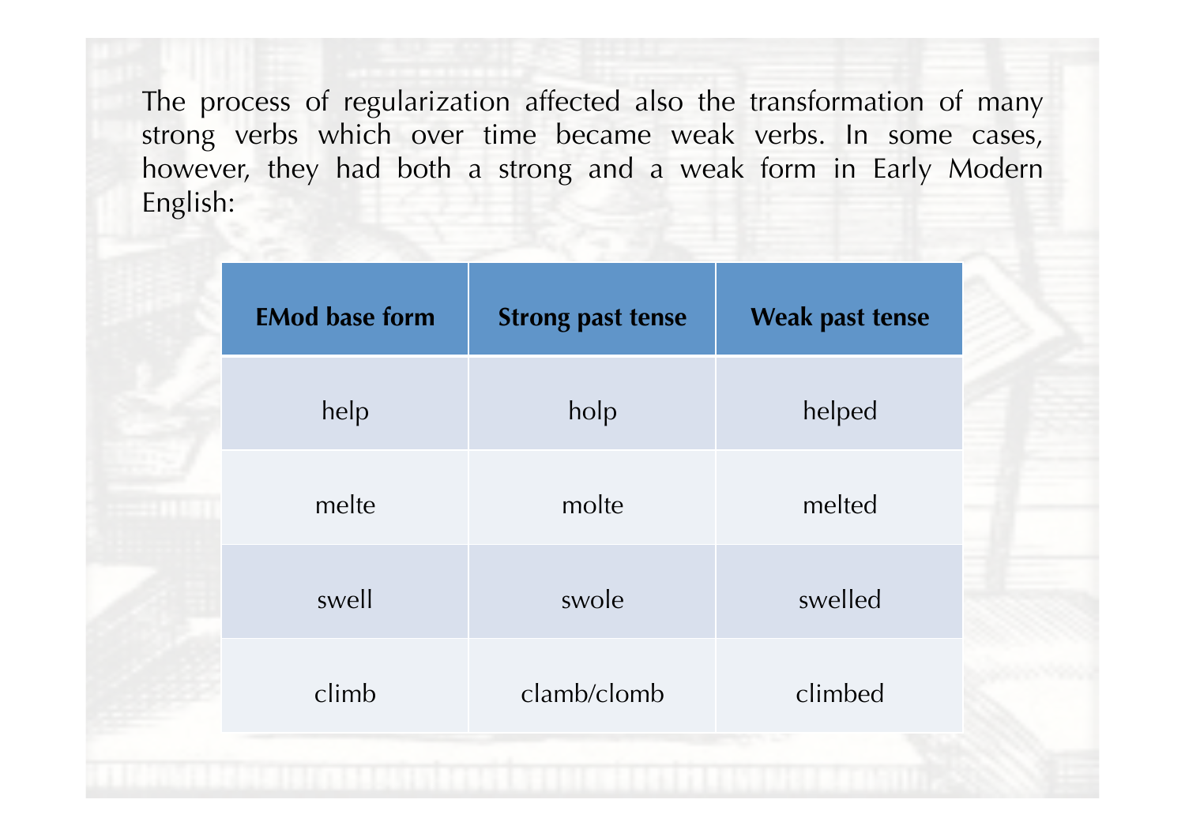The process of regularization affected also the transformation of many strong verbs which over time became weak verbs. In some cases, however, they had both a strong and a weak form in Early Modern English:

| EMod base form | Strong past tense | Weak past tense |
|---|---|---|
| help | holp | helped |
| melte | molte | melted |
| swell | swole | swelled |
| climb | clamb/clomb | climbed |